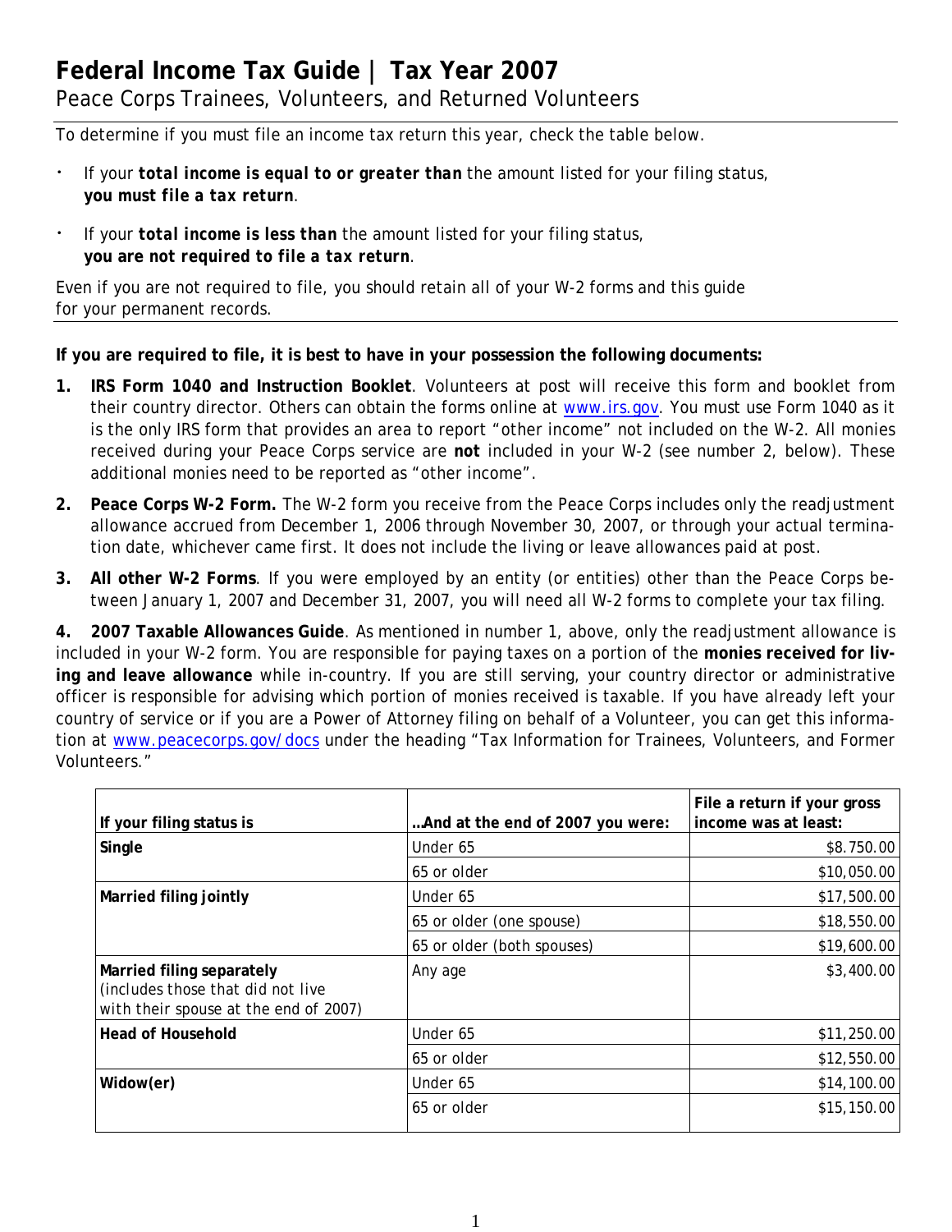# Federal Income Tax Guide | Tax Year 2007

Peace Corps Trainees, Volunteers, and Returned Volunteers

To determine if you must file an income tax return this year, check the table below.

- If your ***total income is equal to or greater than*** the amount listed for your filing status, ***you must file a tax return***.
- If your ***total income is less than*** the amount listed for your filing status, ***you are not required to file a tax return***.

Even if you are not required to file, you should retain all of your W-2 forms and this guide for your permanent records.

**If you are required to file, it is best to have in your possession the following documents:**

1. **IRS Form 1040 and Instruction Booklet**. Volunteers at post will receive this form and booklet from their country director. Others can obtain the forms online at www.irs.gov. You must use Form 1040 as it is the only IRS form that provides an area to report "other income" not included on the W-2. All monies received during your Peace Corps service are **not** included in your W-2 (see number 2, below). These additional monies need to be reported as "other income".
2. **Peace Corps W-2 Form.** The W-2 form you receive from the Peace Corps includes only the readjustment allowance accrued from December 1, 2006 through November 30, 2007, or through your actual termination date, whichever came first. It does not include the living or leave allowances paid at post.
3. **All other W-2 Forms**. If you were employed by an entity (or entities) other than the Peace Corps between January 1, 2007 and December 31, 2007, you will need all W-2 forms to complete your tax filing.
4. **2007 Taxable Allowances Guide**. As mentioned in number 1, above, only the readjustment allowance is included in your W-2 form. You are responsible for paying taxes on a portion of the **monies received for living and leave allowance** while in-country. If you are still serving, your country director or administrative officer is responsible for advising which portion of monies received is taxable. If you have already left your country of service or if you are a Power of Attorney filing on behalf of a Volunteer, you can get this information at www.peacecorps.gov/docs under the heading "Tax Information for Trainees, Volunteers, and Former Volunteers."

| If your filing status is | …And at the end of 2007 you were: | File a return if your gross income was at least: |
|---|---|---|
| **Single** | Under 65 | $8.750.00 |
| | 65 or older | $10,050.00 |
| **Married filing jointly** | Under 65 | $17,500.00 |
| | 65 or older (one spouse) | $18,550.00 |
| | 65 or older (both spouses) | $19,600.00 |
| **Married filing separately** (includes those that did not live with their spouse at the end of 2007) | Any age | $3,400.00 |
| **Head of Household** | Under 65 | $11,250.00 |
| | 65 or older | $12,550.00 |
| **Widow(er)** | Under 65 | $14,100.00 |
| | 65 or older | $15,150.00 |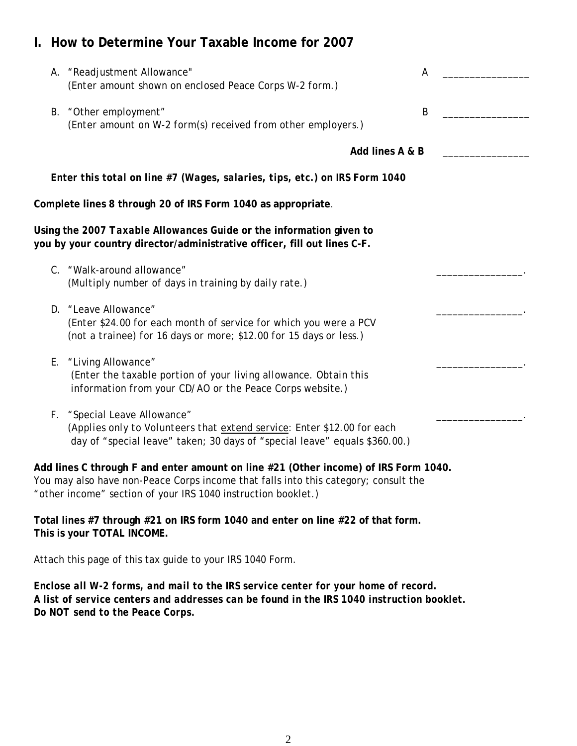# I. How to Determine Your Taxable Income for 2007

A. "Readjustment Allowance" — A ________________
*(Enter amount shown on enclosed Peace Corps W-2 form.)*

B. "Other employment" — B ________________
*(Enter amount on W-2 form(s) received from other employers.)*

**Add lines A & B** ________________

***Enter this total on line #7 (Wages, salaries, tips, etc.) on IRS Form 1040***

**Complete lines 8 through 20 of IRS Form 1040 as appropriate**.

**Using the 2007 *Taxable Allowances Guide* or the information given to you by your country director/administrative officer, fill out lines C-F.**

C. "Walk-around allowance" ________________.
*(Multiply number of days in training by daily rate.)*

D. "Leave Allowance" ________________.
*(Enter $24.00 for each month of service for which you were a PCV (not a trainee) for 16 days or more; $12.00 for 15 days or less.)*

E. "Living Allowance" ________________.
*(Enter the taxable portion of your living allowance. Obtain this information from your CD/AO or the Peace Corps website.)*

F. "Special Leave Allowance" ________________.
*(Applies only to Volunteers that extend service: Enter $12.00 for each day of "special leave" taken; 30 days of "special leave" equals $360.00.)*

**Add lines C through F and enter amount on line #21 (Other income) of IRS Form 1040.** You may also have non-Peace Corps income that falls into this category; consult the "other income" section of your IRS 1040 instruction booklet.)

**Total lines #7 through #21 on IRS form 1040 and enter on line #22 of that form. This is your TOTAL INCOME.**

Attach this page of this tax guide to your IRS 1040 Form.

***Enclose all W-2 forms, and mail to the IRS service center for your home of record. A list of service centers and addresses can be found in the IRS 1040 instruction booklet. Do NOT send to the Peace Corps.***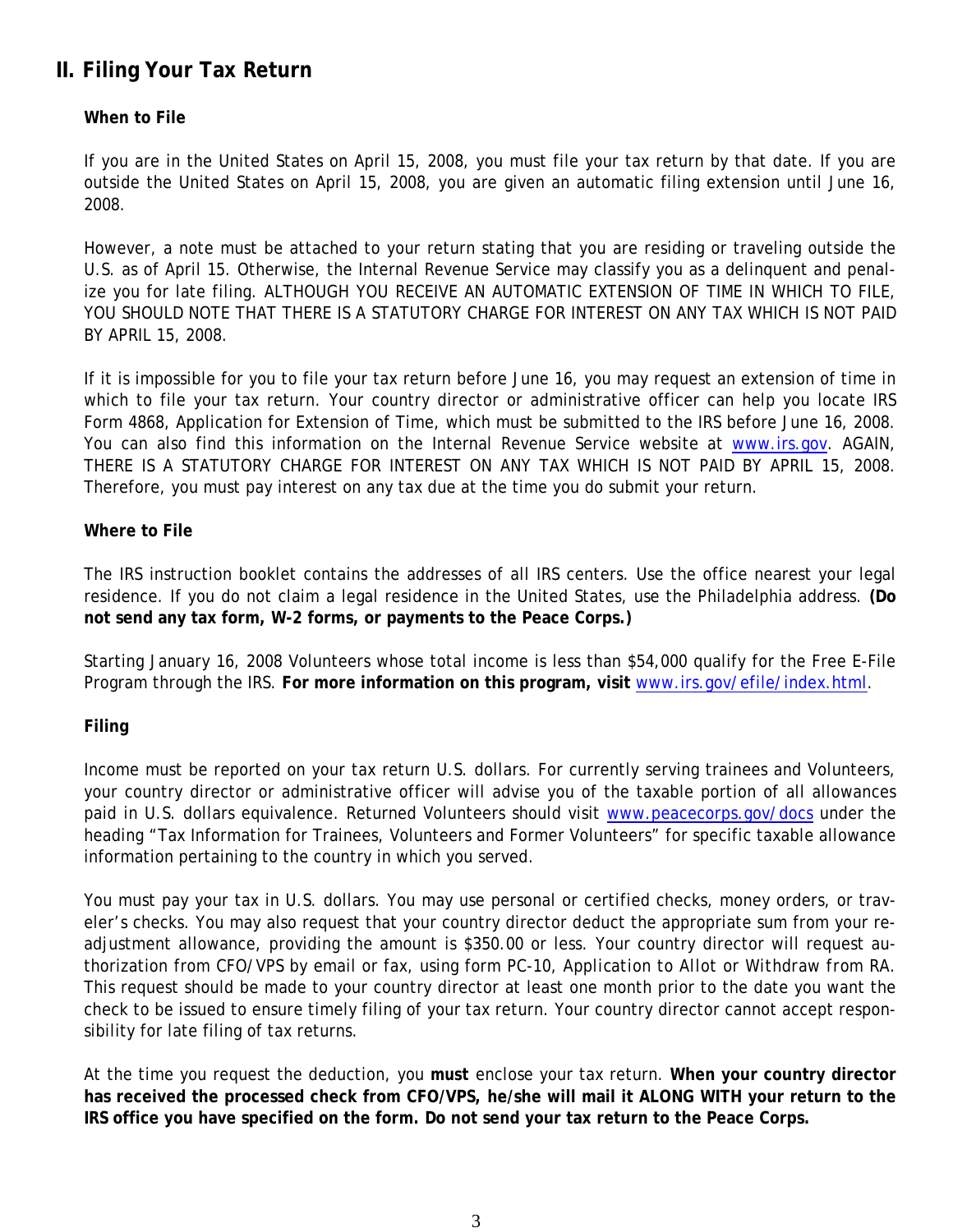## II. Filing Your Tax Return

### When to File

If you are in the United States on April 15, 2008, you must file your tax return by that date. If you are outside the United States on April 15, 2008, you are given an automatic filing extension until June 16, 2008.

However, a note must be attached to your return stating that you are residing or traveling outside the U.S. as of April 15. Otherwise, the Internal Revenue Service may classify you as a delinquent and penalize you for late filing. ALTHOUGH YOU RECEIVE AN AUTOMATIC EXTENSION OF TIME IN WHICH TO FILE, YOU SHOULD NOTE THAT THERE IS A STATUTORY CHARGE FOR INTEREST ON ANY TAX WHICH IS NOT PAID BY APRIL 15, 2008.

If it is impossible for you to file your tax return before June 16, you may request an extension of time in which to file your tax return. Your country director or administrative officer can help you locate IRS Form 4868, Application for Extension of Time, which must be submitted to the IRS before June 16, 2008. You can also find this information on the Internal Revenue Service website at www.irs.gov. AGAIN, THERE IS A STATUTORY CHARGE FOR INTEREST ON ANY TAX WHICH IS NOT PAID BY APRIL 15, 2008. Therefore, you must pay interest on any tax due at the time you do submit your return.

### Where to File

The IRS instruction booklet contains the addresses of all IRS centers. Use the office nearest your legal residence. If you do not claim a legal residence in the United States, use the Philadelphia address. **(Do not send any tax form, W-2 forms, or payments to the Peace Corps.)**

Starting January 16, 2008 Volunteers whose total income is less than $54,000 qualify for the Free E-File Program through the IRS. **For more information on this program, visit** www.irs.gov/efile/index.html.

### Filing

Income must be reported on your tax return U.S. dollars. For currently serving trainees and Volunteers, your country director or administrative officer will advise you of the taxable portion of all allowances paid in U.S. dollars equivalence. Returned Volunteers should visit www.peacecorps.gov/docs under the heading "Tax Information for Trainees, Volunteers and Former Volunteers" for specific taxable allowance information pertaining to the country in which you served.

You must pay your tax in U.S. dollars. You may use personal or certified checks, money orders, or traveler's checks. You may also request that your country director deduct the appropriate sum from your readjustment allowance, providing the amount is $350.00 or less. Your country director will request authorization from CFO/VPS by email or fax, using form PC-10, *Application to Allot or Withdraw from RA*. This request should be made to your country director at least one month prior to the date you want the check to be issued to ensure timely filing of your tax return. Your country director cannot accept responsibility for late filing of tax returns.

At the time you request the deduction, you **must** enclose your tax return. **When your country director has received the processed check from CFO/VPS, he/she will mail it ALONG WITH your return to the IRS office you have specified on the form. Do not send your tax return to the Peace Corps.**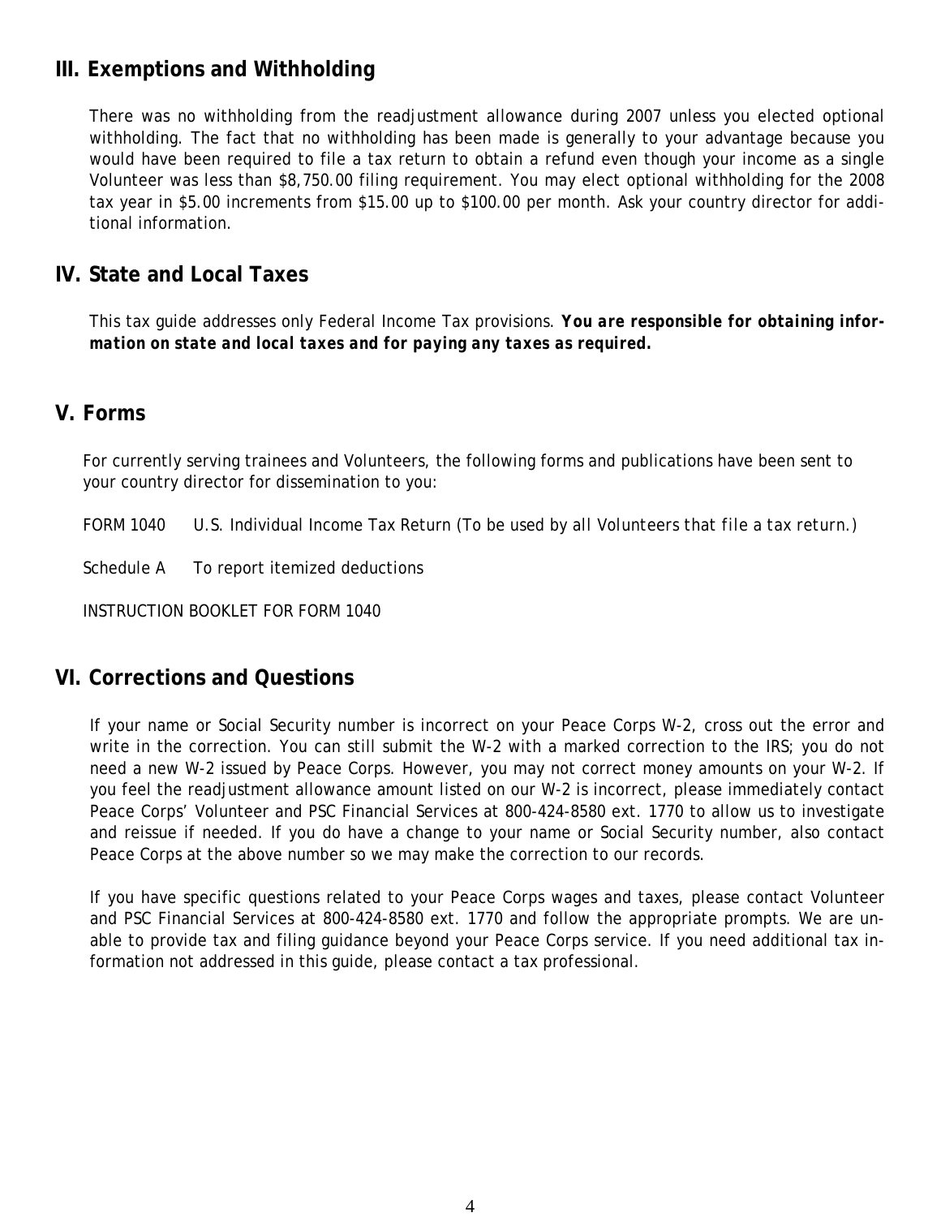## III. Exemptions and Withholding

There was no withholding from the readjustment allowance during 2007 unless you elected optional withholding. The fact that no withholding has been made is generally to your advantage because you would have been required to file a tax return to obtain a refund even though your income as a single Volunteer was less than $8,750.00 filing requirement. You may elect optional withholding for the 2008 tax year in $5.00 increments from $15.00 up to $100.00 per month. Ask your country director for additional information.

## IV. State and Local Taxes

This tax guide addresses only Federal Income Tax provisions. ***You are responsible for obtaining information on state and local taxes and for paying any taxes as required.***

## V. Forms

For currently serving trainees and Volunteers, the following forms and publications have been sent to your country director for dissemination to you:

FORM 1040  U.S. Individual Income Tax Return (To be used by all Volunteers that file a tax return.)

Schedule A  To report itemized deductions

INSTRUCTION BOOKLET FOR FORM 1040

## VI. Corrections and Questions

If your name or Social Security number is incorrect on your Peace Corps W-2, cross out the error and write in the correction. You can still submit the W-2 with a marked correction to the IRS; you do not need a new W-2 issued by Peace Corps. However, you may not correct money amounts on your W-2. If you feel the readjustment allowance amount listed on our W-2 is incorrect, please immediately contact Peace Corps' Volunteer and PSC Financial Services at 800-424-8580 ext. 1770 to allow us to investigate and reissue if needed. If you do have a change to your name or Social Security number, also contact Peace Corps at the above number so we may make the correction to our records.

If you have specific questions related to your Peace Corps wages and taxes, please contact Volunteer and PSC Financial Services at 800-424-8580 ext. 1770 and follow the appropriate prompts. We are unable to provide tax and filing guidance beyond your Peace Corps service. If you need additional tax information not addressed in this guide, please contact a tax professional.